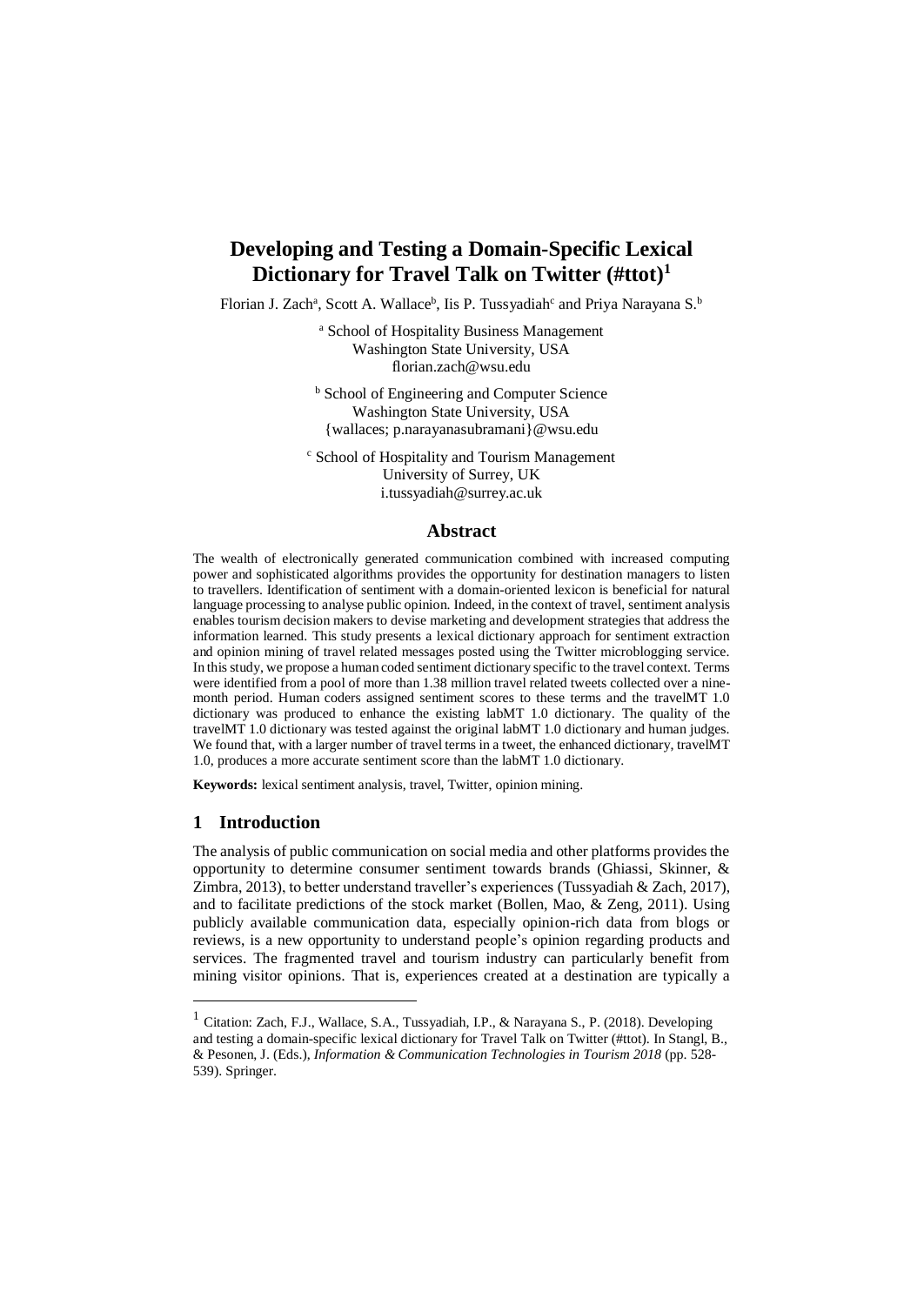# Developing and Testing a Domain-Specific Lexical Dictionary for Travel Talk on Twitter (#ttot)[1]

Florian J. Zach[a], Scott A. Wallace[b], Iis P. Tussyadiah[c] and Priya Narayana S.[b]

[a] School of Hospitality Business Management
Washington State University, USA
florian.zach@wsu.edu

[b] School of Engineering and Computer Science
Washington State University, USA
{wallaces; p.narayanasubramani}@wsu.edu

[c] School of Hospitality and Tourism Management
University of Surrey, UK
i.tussyadiah@surrey.ac.uk

## Abstract

The wealth of electronically generated communication combined with increased computing power and sophisticated algorithms provides the opportunity for destination managers to listen to travellers. Identification of sentiment with a domain-oriented lexicon is beneficial for natural language processing to analyse public opinion. Indeed, in the context of travel, sentiment analysis enables tourism decision makers to devise marketing and development strategies that address the information learned. This study presents a lexical dictionary approach for sentiment extraction and opinion mining of travel related messages posted using the Twitter microblogging service. In this study, we propose a human coded sentiment dictionary specific to the travel context. Terms were identified from a pool of more than 1.38 million travel related tweets collected over a nine-month period. Human coders assigned sentiment scores to these terms and the travelMT 1.0 dictionary was produced to enhance the existing labMT 1.0 dictionary. The quality of the travelMT 1.0 dictionary was tested against the original labMT 1.0 dictionary and human judges. We found that, with a larger number of travel terms in a tweet, the enhanced dictionary, travelMT 1.0, produces a more accurate sentiment score than the labMT 1.0 dictionary.

**Keywords:** lexical sentiment analysis, travel, Twitter, opinion mining.

## 1 Introduction

The analysis of public communication on social media and other platforms provides the opportunity to determine consumer sentiment towards brands (Ghiassi, Skinner, & Zimbra, 2013), to better understand traveller's experiences (Tussyadiah & Zach, 2017), and to facilitate predictions of the stock market (Bollen, Mao, & Zeng, 2011). Using publicly available communication data, especially opinion-rich data from blogs or reviews, is a new opportunity to understand people's opinion regarding products and services. The fragmented travel and tourism industry can particularly benefit from mining visitor opinions. That is, experiences created at a destination are typically a

[1] Citation: Zach, F.J., Wallace, S.A., Tussyadiah, I.P., & Narayana S., P. (2018). Developing and testing a domain-specific lexical dictionary for Travel Talk on Twitter (#ttot). In Stangl, B., & Pesonen, J. (Eds.), *Information & Communication Technologies in Tourism 2018* (pp. 528-539). Springer.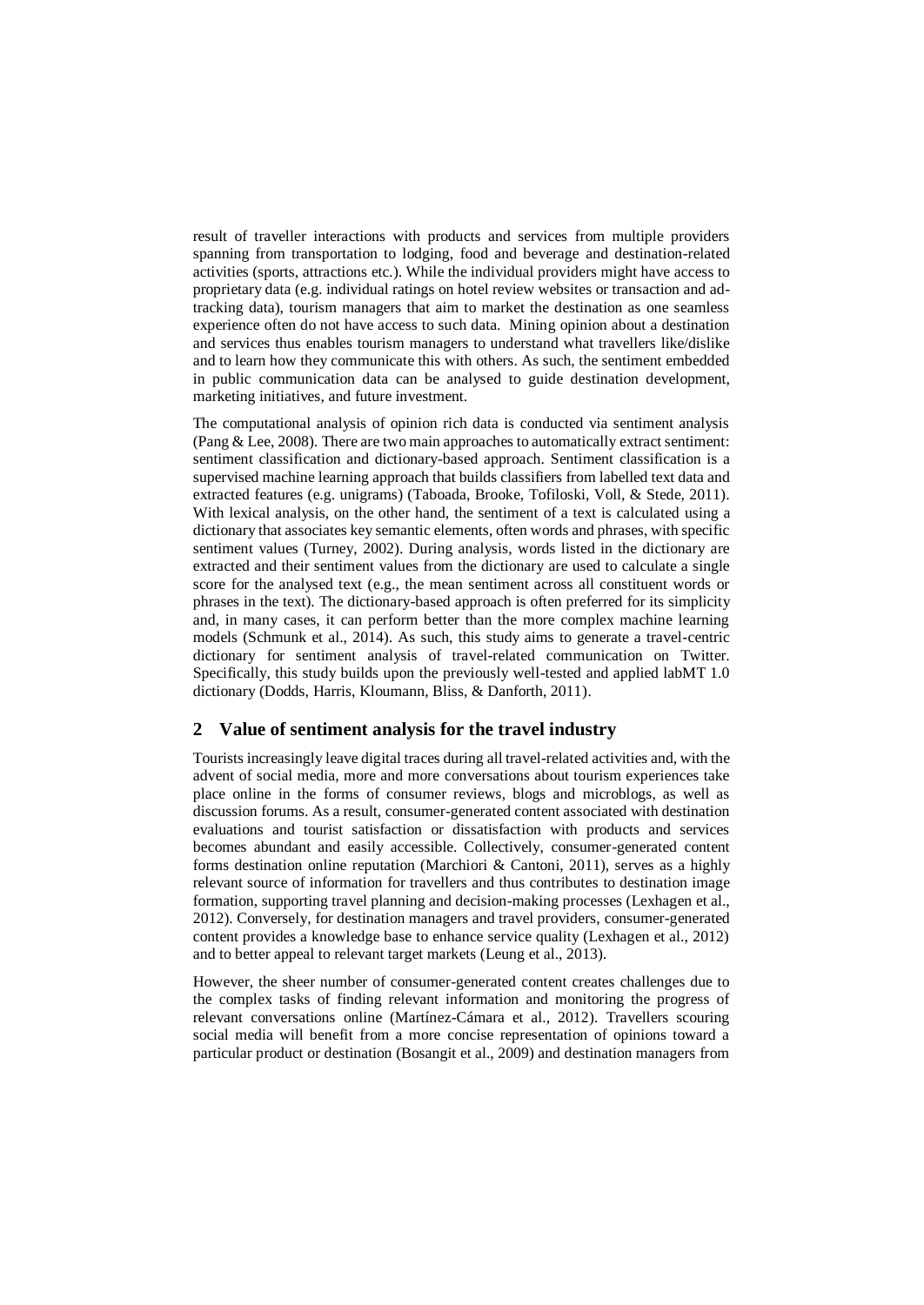result of traveller interactions with products and services from multiple providers spanning from transportation to lodging, food and beverage and destination-related activities (sports, attractions etc.). While the individual providers might have access to proprietary data (e.g. individual ratings on hotel review websites or transaction and ad-tracking data), tourism managers that aim to market the destination as one seamless experience often do not have access to such data. Mining opinion about a destination and services thus enables tourism managers to understand what travellers like/dislike and to learn how they communicate this with others. As such, the sentiment embedded in public communication data can be analysed to guide destination development, marketing initiatives, and future investment.

The computational analysis of opinion rich data is conducted via sentiment analysis (Pang & Lee, 2008). There are two main approaches to automatically extract sentiment: sentiment classification and dictionary-based approach. Sentiment classification is a supervised machine learning approach that builds classifiers from labelled text data and extracted features (e.g. unigrams) (Taboada, Brooke, Tofiloski, Voll, & Stede, 2011). With lexical analysis, on the other hand, the sentiment of a text is calculated using a dictionary that associates key semantic elements, often words and phrases, with specific sentiment values (Turney, 2002). During analysis, words listed in the dictionary are extracted and their sentiment values from the dictionary are used to calculate a single score for the analysed text (e.g., the mean sentiment across all constituent words or phrases in the text). The dictionary-based approach is often preferred for its simplicity and, in many cases, it can perform better than the more complex machine learning models (Schmunk et al., 2014). As such, this study aims to generate a travel-centric dictionary for sentiment analysis of travel-related communication on Twitter. Specifically, this study builds upon the previously well-tested and applied labMT 1.0 dictionary (Dodds, Harris, Kloumann, Bliss, & Danforth, 2011).

## 2 Value of sentiment analysis for the travel industry

Tourists increasingly leave digital traces during all travel-related activities and, with the advent of social media, more and more conversations about tourism experiences take place online in the forms of consumer reviews, blogs and microblogs, as well as discussion forums. As a result, consumer-generated content associated with destination evaluations and tourist satisfaction or dissatisfaction with products and services becomes abundant and easily accessible. Collectively, consumer-generated content forms destination online reputation (Marchiori & Cantoni, 2011), serves as a highly relevant source of information for travellers and thus contributes to destination image formation, supporting travel planning and decision-making processes (Lexhagen et al., 2012). Conversely, for destination managers and travel providers, consumer-generated content provides a knowledge base to enhance service quality (Lexhagen et al., 2012) and to better appeal to relevant target markets (Leung et al., 2013).

However, the sheer number of consumer-generated content creates challenges due to the complex tasks of finding relevant information and monitoring the progress of relevant conversations online (Martínez-Cámara et al., 2012). Travellers scouring social media will benefit from a more concise representation of opinions toward a particular product or destination (Bosangit et al., 2009) and destination managers from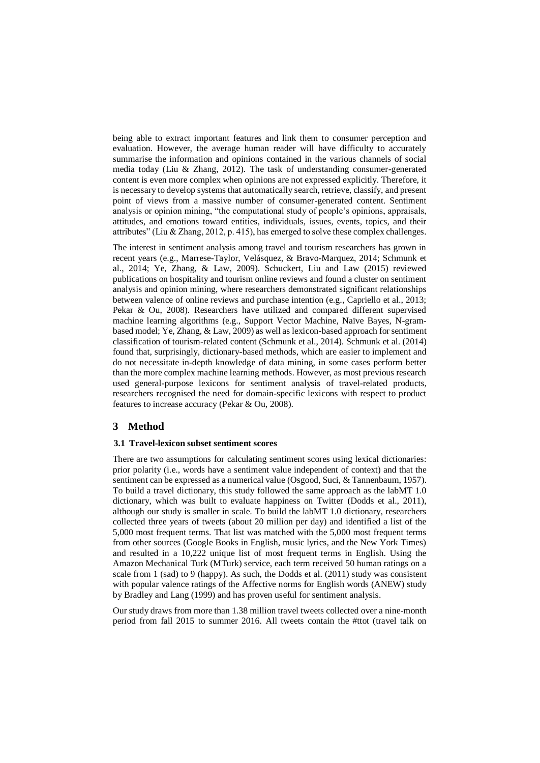being able to extract important features and link them to consumer perception and evaluation. However, the average human reader will have difficulty to accurately summarise the information and opinions contained in the various channels of social media today (Liu & Zhang, 2012). The task of understanding consumer-generated content is even more complex when opinions are not expressed explicitly. Therefore, it is necessary to develop systems that automatically search, retrieve, classify, and present point of views from a massive number of consumer-generated content. Sentiment analysis or opinion mining, "the computational study of people's opinions, appraisals, attitudes, and emotions toward entities, individuals, issues, events, topics, and their attributes" (Liu & Zhang, 2012, p. 415), has emerged to solve these complex challenges.

The interest in sentiment analysis among travel and tourism researchers has grown in recent years (e.g., Marrese-Taylor, Velásquez, & Bravo-Marquez, 2014; Schmunk et al., 2014; Ye, Zhang, & Law, 2009). Schuckert, Liu and Law (2015) reviewed publications on hospitality and tourism online reviews and found a cluster on sentiment analysis and opinion mining, where researchers demonstrated significant relationships between valence of online reviews and purchase intention (e.g., Capriello et al., 2013; Pekar & Ou, 2008). Researchers have utilized and compared different supervised machine learning algorithms (e.g., Support Vector Machine, Naïve Bayes, N-gram-based model; Ye, Zhang, & Law, 2009) as well as lexicon-based approach for sentiment classification of tourism-related content (Schmunk et al., 2014). Schmunk et al. (2014) found that, surprisingly, dictionary-based methods, which are easier to implement and do not necessitate in-depth knowledge of data mining, in some cases perform better than the more complex machine learning methods. However, as most previous research used general-purpose lexicons for sentiment analysis of travel-related products, researchers recognised the need for domain-specific lexicons with respect to product features to increase accuracy (Pekar & Ou, 2008).

## 3 Method

### 3.1 Travel-lexicon subset sentiment scores

There are two assumptions for calculating sentiment scores using lexical dictionaries: prior polarity (i.e., words have a sentiment value independent of context) and that the sentiment can be expressed as a numerical value (Osgood, Suci, & Tannenbaum, 1957). To build a travel dictionary, this study followed the same approach as the labMT 1.0 dictionary, which was built to evaluate happiness on Twitter (Dodds et al., 2011), although our study is smaller in scale. To build the labMT 1.0 dictionary, researchers collected three years of tweets (about 20 million per day) and identified a list of the 5,000 most frequent terms. That list was matched with the 5,000 most frequent terms from other sources (Google Books in English, music lyrics, and the New York Times) and resulted in a 10,222 unique list of most frequent terms in English. Using the Amazon Mechanical Turk (MTurk) service, each term received 50 human ratings on a scale from 1 (sad) to 9 (happy). As such, the Dodds et al. (2011) study was consistent with popular valence ratings of the Affective norms for English words (ANEW) study by Bradley and Lang (1999) and has proven useful for sentiment analysis.

Our study draws from more than 1.38 million travel tweets collected over a nine-month period from fall 2015 to summer 2016. All tweets contain the #ttot (travel talk on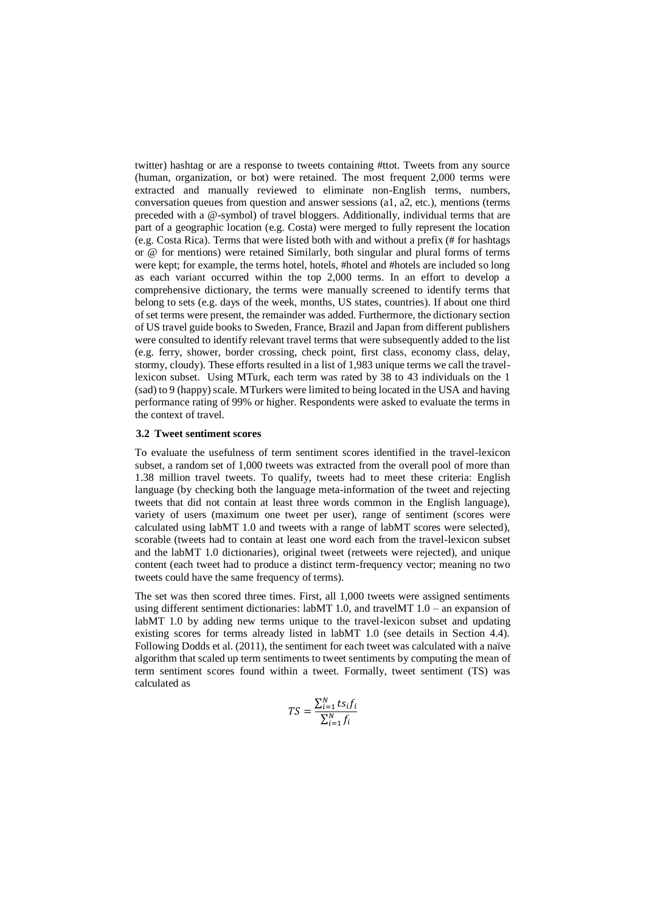twitter) hashtag or are a response to tweets containing #ttot. Tweets from any source (human, organization, or bot) were retained. The most frequent 2,000 terms were extracted and manually reviewed to eliminate non-English terms, numbers, conversation queues from question and answer sessions (a1, a2, etc.), mentions (terms preceded with a @-symbol) of travel bloggers. Additionally, individual terms that are part of a geographic location (e.g. Costa) were merged to fully represent the location (e.g. Costa Rica). Terms that were listed both with and without a prefix (# for hashtags or @ for mentions) were retained Similarly, both singular and plural forms of terms were kept; for example, the terms hotel, hotels, #hotel and #hotels are included so long as each variant occurred within the top 2,000 terms. In an effort to develop a comprehensive dictionary, the terms were manually screened to identify terms that belong to sets (e.g. days of the week, months, US states, countries). If about one third of set terms were present, the remainder was added. Furthermore, the dictionary section of US travel guide books to Sweden, France, Brazil and Japan from different publishers were consulted to identify relevant travel terms that were subsequently added to the list (e.g. ferry, shower, border crossing, check point, first class, economy class, delay, stormy, cloudy). These efforts resulted in a list of 1,983 unique terms we call the travel-lexicon subset. Using MTurk, each term was rated by 38 to 43 individuals on the 1 (sad) to 9 (happy) scale. MTurkers were limited to being located in the USA and having performance rating of 99% or higher. Respondents were asked to evaluate the terms in the context of travel.

### 3.2 Tweet sentiment scores

To evaluate the usefulness of term sentiment scores identified in the travel-lexicon subset, a random set of 1,000 tweets was extracted from the overall pool of more than 1.38 million travel tweets. To qualify, tweets had to meet these criteria: English language (by checking both the language meta-information of the tweet and rejecting tweets that did not contain at least three words common in the English language), variety of users (maximum one tweet per user), range of sentiment (scores were calculated using labMT 1.0 and tweets with a range of labMT scores were selected), scorable (tweets had to contain at least one word each from the travel-lexicon subset and the labMT 1.0 dictionaries), original tweet (retweets were rejected), and unique content (each tweet had to produce a distinct term-frequency vector; meaning no two tweets could have the same frequency of terms).

The set was then scored three times. First, all 1,000 tweets were assigned sentiments using different sentiment dictionaries: labMT 1.0, and travelMT 1.0 – an expansion of labMT 1.0 by adding new terms unique to the travel-lexicon subset and updating existing scores for terms already listed in labMT 1.0 (see details in Section 4.4). Following Dodds et al. (2011), the sentiment for each tweet was calculated with a naïve algorithm that scaled up term sentiments to tweet sentiments by computing the mean of term sentiment scores found within a tweet. Formally, tweet sentiment (TS) was calculated as

$$TS = \frac{\sum_{i=1}^{N} ts_i f_i}{\sum_{i=1}^{N} f_i}$$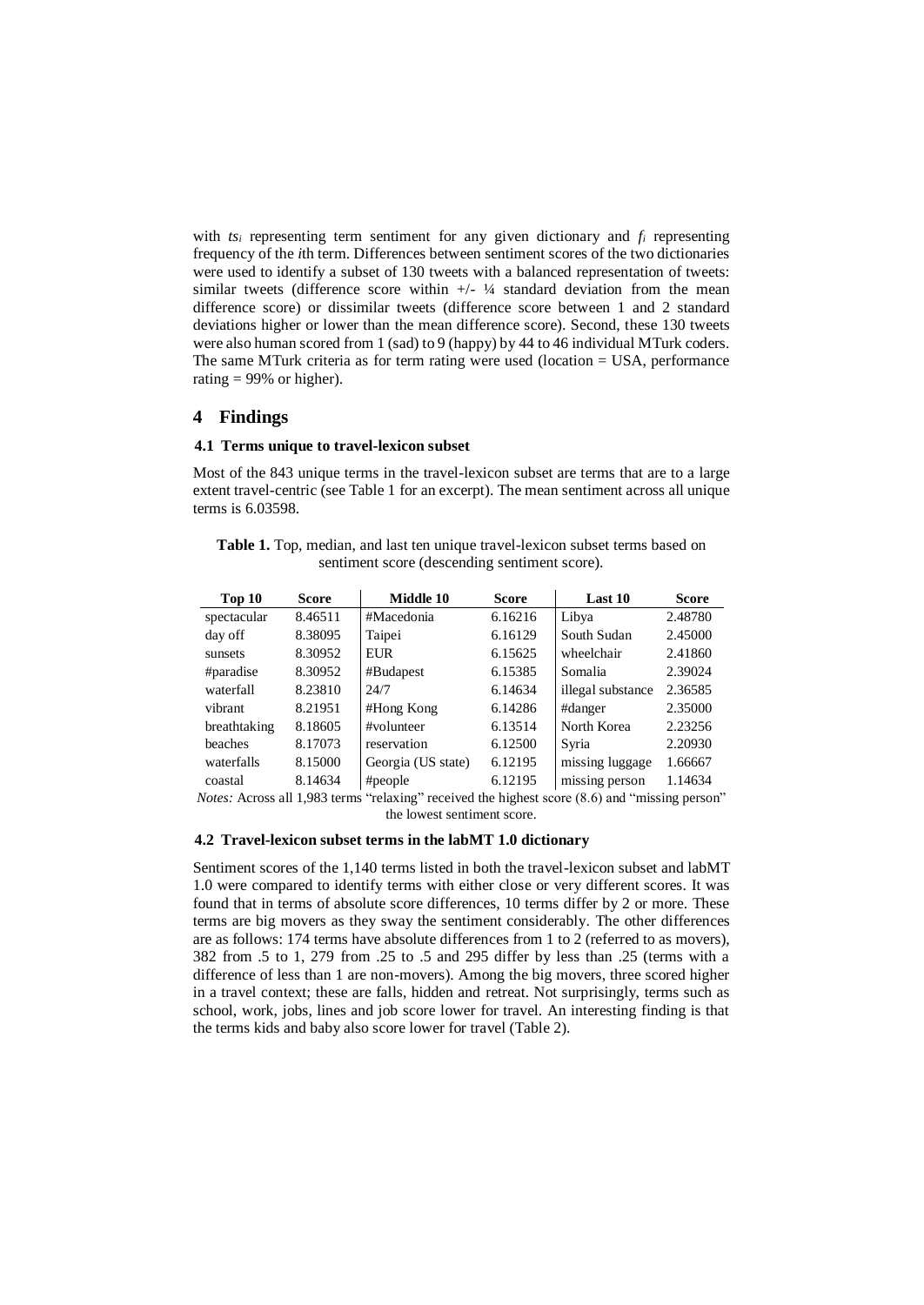with $ts_i$ representing term sentiment for any given dictionary and $f_i$ representing frequency of the $i$th term. Differences between sentiment scores of the two dictionaries were used to identify a subset of 130 tweets with a balanced representation of tweets: similar tweets (difference score within +/- ¼ standard deviation from the mean difference score) or dissimilar tweets (difference score between 1 and 2 standard deviations higher or lower than the mean difference score). Second, these 130 tweets were also human scored from 1 (sad) to 9 (happy) by 44 to 46 individual MTurk coders. The same MTurk criteria as for term rating were used (location = USA, performance rating = 99% or higher).

## 4 Findings

### 4.1 Terms unique to travel-lexicon subset

Most of the 843 unique terms in the travel-lexicon subset are terms that are to a large extent travel-centric (see Table 1 for an excerpt). The mean sentiment across all unique terms is 6.03598.

**Table 1.** Top, median, and last ten unique travel-lexicon subset terms based on sentiment score (descending sentiment score).

| Top 10 | Score | Middle 10 | Score | Last 10 | Score |
|---|---|---|---|---|---|
| spectacular | 8.46511 | #Macedonia | 6.16216 | Libya | 2.48780 |
| day off | 8.38095 | Taipei | 6.16129 | South Sudan | 2.45000 |
| sunsets | 8.30952 | EUR | 6.15625 | wheelchair | 2.41860 |
| #paradise | 8.30952 | #Budapest | 6.15385 | Somalia | 2.39024 |
| waterfall | 8.23810 | 24/7 | 6.14634 | illegal substance | 2.36585 |
| vibrant | 8.21951 | #Hong Kong | 6.14286 | #danger | 2.35000 |
| breathtaking | 8.18605 | #volunteer | 6.13514 | North Korea | 2.23256 |
| beaches | 8.17073 | reservation | 6.12500 | Syria | 2.20930 |
| waterfalls | 8.15000 | Georgia (US state) | 6.12195 | missing luggage | 1.66667 |
| coastal | 8.14634 | #people | 6.12195 | missing person | 1.14634 |

*Notes:* Across all 1,983 terms "relaxing" received the highest score (8.6) and "missing person" the lowest sentiment score.

### 4.2 Travel-lexicon subset terms in the labMT 1.0 dictionary

Sentiment scores of the 1,140 terms listed in both the travel-lexicon subset and labMT 1.0 were compared to identify terms with either close or very different scores. It was found that in terms of absolute score differences, 10 terms differ by 2 or more. These terms are big movers as they sway the sentiment considerably. The other differences are as follows: 174 terms have absolute differences from 1 to 2 (referred to as movers), 382 from .5 to 1, 279 from .25 to .5 and 295 differ by less than .25 (terms with a difference of less than 1 are non-movers). Among the big movers, three scored higher in a travel context; these are falls, hidden and retreat. Not surprisingly, terms such as school, work, jobs, lines and job score lower for travel. An interesting finding is that the terms kids and baby also score lower for travel (Table 2).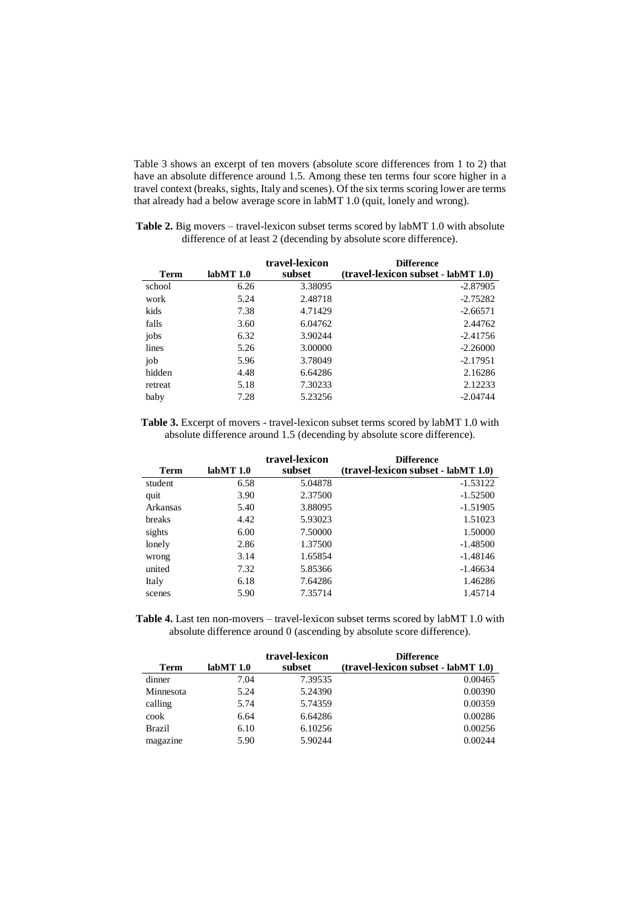Table 3 shows an excerpt of ten movers (absolute score differences from 1 to 2) that have an absolute difference around 1.5. Among these ten terms four score higher in a travel context (breaks, sights, Italy and scenes). Of the six terms scoring lower are terms that already had a below average score in labMT 1.0 (quit, lonely and wrong).

**Table 2.** Big movers – travel-lexicon subset terms scored by labMT 1.0 with absolute difference of at least 2 (decending by absolute score difference).

| Term | labMT 1.0 | travel-lexicon subset | Difference (travel-lexicon subset - labMT 1.0) |
|---|---|---|---|
| school | 6.26 | 3.38095 | -2.87905 |
| work | 5.24 | 2.48718 | -2.75282 |
| kids | 7.38 | 4.71429 | -2.66571 |
| falls | 3.60 | 6.04762 | 2.44762 |
| jobs | 6.32 | 3.90244 | -2.41756 |
| lines | 5.26 | 3.00000 | -2.26000 |
| job | 5.96 | 3.78049 | -2.17951 |
| hidden | 4.48 | 6.64286 | 2.16286 |
| retreat | 5.18 | 7.30233 | 2.12233 |
| baby | 7.28 | 5.23256 | -2.04744 |

**Table 3.** Excerpt of movers - travel-lexicon subset terms scored by labMT 1.0 with absolute difference around 1.5 (decending by absolute score difference).

| Term | labMT 1.0 | travel-lexicon subset | Difference (travel-lexicon subset - labMT 1.0) |
|---|---|---|---|
| student | 6.58 | 5.04878 | -1.53122 |
| quit | 3.90 | 2.37500 | -1.52500 |
| Arkansas | 5.40 | 3.88095 | -1.51905 |
| breaks | 4.42 | 5.93023 | 1.51023 |
| sights | 6.00 | 7.50000 | 1.50000 |
| lonely | 2.86 | 1.37500 | -1.48500 |
| wrong | 3.14 | 1.65854 | -1.48146 |
| united | 7.32 | 5.85366 | -1.46634 |
| Italy | 6.18 | 7.64286 | 1.46286 |
| scenes | 5.90 | 7.35714 | 1.45714 |

**Table 4.** Last ten non-movers – travel-lexicon subset terms scored by labMT 1.0 with absolute difference around 0 (ascending by absolute score difference).

| Term | labMT 1.0 | travel-lexicon subset | Difference (travel-lexicon subset - labMT 1.0) |
|---|---|---|---|
| dinner | 7.04 | 7.39535 | 0.00465 |
| Minnesota | 5.24 | 5.24390 | 0.00390 |
| calling | 5.74 | 5.74359 | 0.00359 |
| cook | 6.64 | 6.64286 | 0.00286 |
| Brazil | 6.10 | 6.10256 | 0.00256 |
| magazine | 5.90 | 5.90244 | 0.00244 |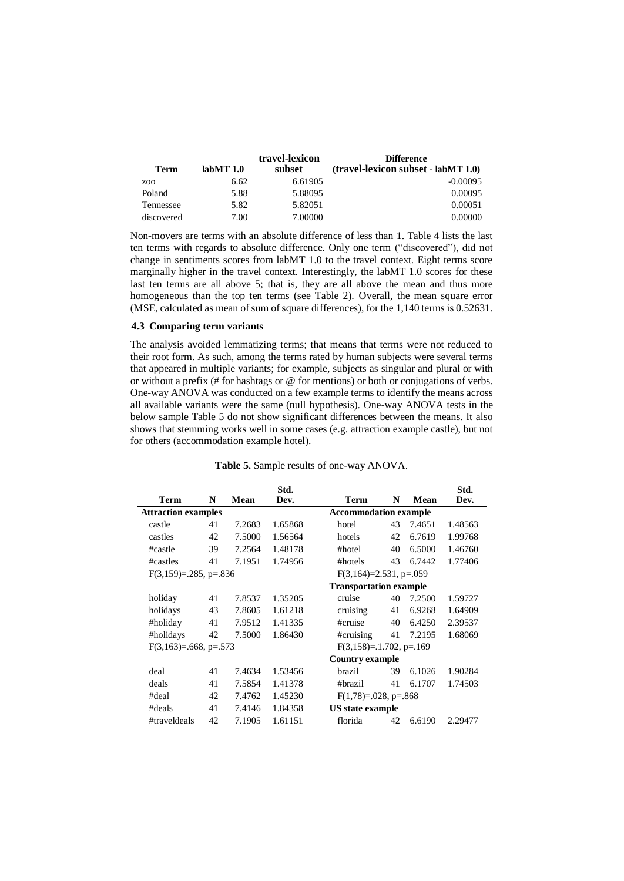| Term | labMT 1.0 | travel-lexicon subset | Difference (travel-lexicon subset - labMT 1.0) |
|---|---|---|---|
| zoo | 6.62 | 6.61905 | -0.00095 |
| Poland | 5.88 | 5.88095 | 0.00095 |
| Tennessee | 5.82 | 5.82051 | 0.00051 |
| discovered | 7.00 | 7.00000 | 0.00000 |

Non-movers are terms with an absolute difference of less than 1. Table 4 lists the last ten terms with regards to absolute difference. Only one term ("discovered"), did not change in sentiments scores from labMT 1.0 to the travel context. Eight terms score marginally higher in the travel context. Interestingly, the labMT 1.0 scores for these last ten terms are all above 5; that is, they are all above the mean and thus more homogeneous than the top ten terms (see Table 2). Overall, the mean square error (MSE, calculated as mean of sum of square differences), for the 1,140 terms is 0.52631.

### 4.3 Comparing term variants

The analysis avoided lemmatizing terms; that means that terms were not reduced to their root form. As such, among the terms rated by human subjects were several terms that appeared in multiple variants; for example, subjects as singular and plural or with or without a prefix (# for hashtags or @ for mentions) or both or conjugations of verbs. One-way ANOVA was conducted on a few example terms to identify the means across all available variants were the same (null hypothesis). One-way ANOVA tests in the below sample Table 5 do not show significant differences between the means. It also shows that stemming works well in some cases (e.g. attraction example castle), but not for others (accommodation example hotel).

**Table 5.** Sample results of one-way ANOVA.

| Term | N | Mean | Std. Dev. | Term | N | Mean | Std. Dev. |
|---|---|---|---|---|---|---|---|
| **Attraction examples** | | | | **Accommodation example** | | | |
| castle | 41 | 7.2683 | 1.65868 | hotel | 43 | 7.4651 | 1.48563 |
| castles | 42 | 7.5000 | 1.56564 | hotels | 42 | 6.7619 | 1.99768 |
| #castle | 39 | 7.2564 | 1.48178 | #hotel | 40 | 6.5000 | 1.46760 |
| #castles | 41 | 7.1951 | 1.74956 | #hotels | 43 | 6.7442 | 1.77406 |
| F(3,159)=.285, p=.836 | | | | F(3,164)=2.531, p=.059 | | | |
| | | | | **Transportation example** | | | |
| holiday | 41 | 7.8537 | 1.35205 | cruise | 40 | 7.2500 | 1.59727 |
| holidays | 43 | 7.8605 | 1.61218 | cruising | 41 | 6.9268 | 1.64909 |
| #holiday | 41 | 7.9512 | 1.41335 | #cruise | 40 | 6.4250 | 2.39537 |
| #holidays | 42 | 7.5000 | 1.86430 | #cruising | 41 | 7.2195 | 1.68069 |
| F(3,163)=.668, p=.573 | | | | F(3,158)=.1.702, p=.169 | | | |
| | | | | **Country example** | | | |
| deal | 41 | 7.4634 | 1.53456 | brazil | 39 | 6.1026 | 1.90284 |
| deals | 41 | 7.5854 | 1.41378 | #brazil | 41 | 6.1707 | 1.74503 |
| #deal | 42 | 7.4762 | 1.45230 | F(1,78)=.028, p=.868 | | | |
| #deals | 41 | 7.4146 | 1.84358 | **US state example** | | | |
| #traveldeals | 42 | 7.1905 | 1.61151 | florida | 42 | 6.6190 | 2.29477 |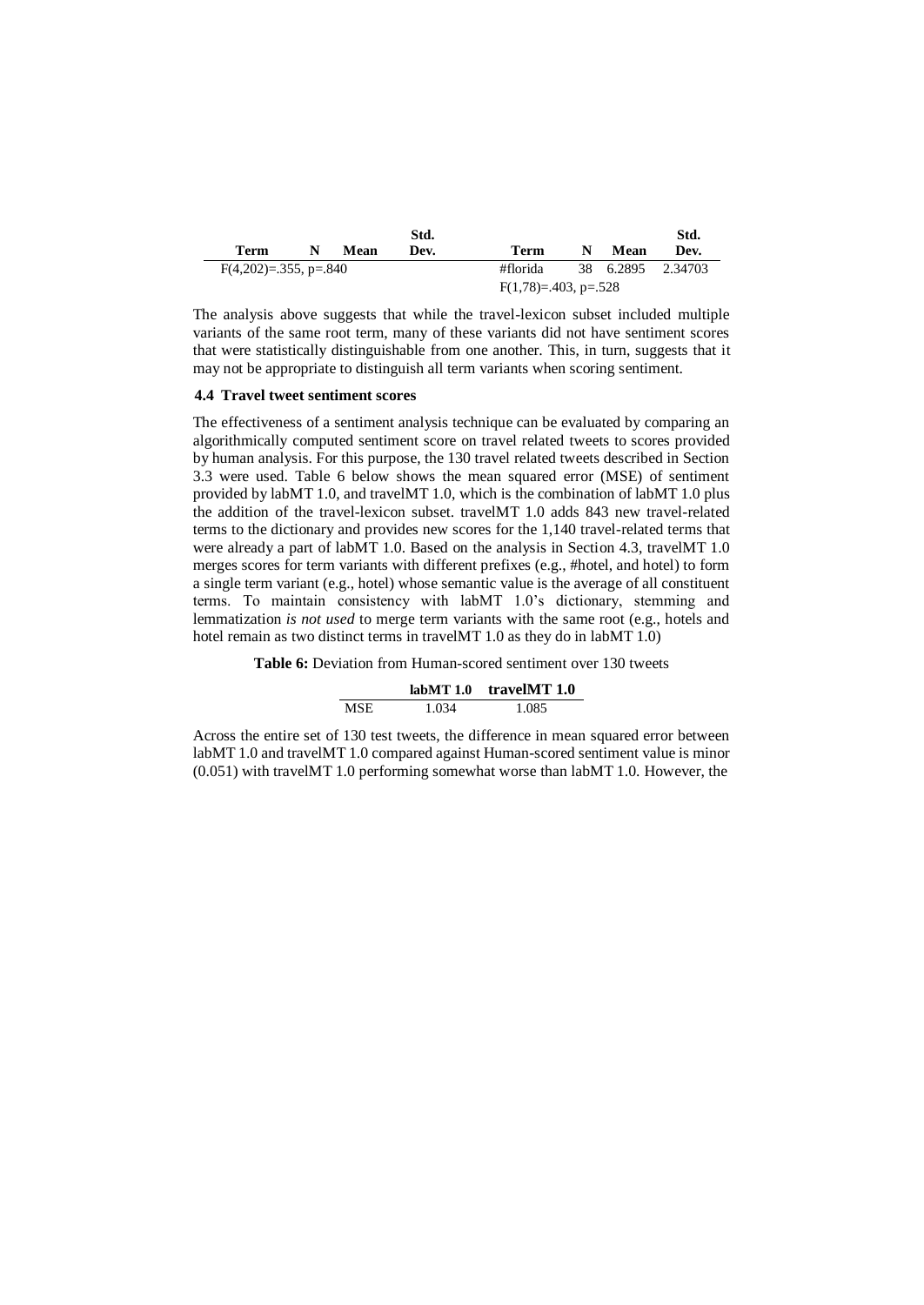| Term | N | Mean | Std. Dev. | Term | N | Mean | Std. Dev. |
|---|---|---|---|---|---|---|---|
| F(4,202)=.355, p=.840 | | | | #florida | 38 | 6.2895 | 2.34703 |
| | | | | F(1,78)=.403, p=.528 | | | |

The analysis above suggests that while the travel-lexicon subset included multiple variants of the same root term, many of these variants did not have sentiment scores that were statistically distinguishable from one another. This, in turn, suggests that it may not be appropriate to distinguish all term variants when scoring sentiment.

### 4.4 Travel tweet sentiment scores

The effectiveness of a sentiment analysis technique can be evaluated by comparing an algorithmically computed sentiment score on travel related tweets to scores provided by human analysis. For this purpose, the 130 travel related tweets described in Section 3.3 were used. Table 6 below shows the mean squared error (MSE) of sentiment provided by labMT 1.0, and travelMT 1.0, which is the combination of labMT 1.0 plus the addition of the travel-lexicon subset. travelMT 1.0 adds 843 new travel-related terms to the dictionary and provides new scores for the 1,140 travel-related terms that were already a part of labMT 1.0. Based on the analysis in Section 4.3, travelMT 1.0 merges scores for term variants with different prefixes (e.g., #hotel, and hotel) to form a single term variant (e.g., hotel) whose semantic value is the average of all constituent terms. To maintain consistency with labMT 1.0's dictionary, stemming and lemmatization *is not used* to merge term variants with the same root (e.g., hotels and hotel remain as two distinct terms in travelMT 1.0 as they do in labMT 1.0)

**Table 6:** Deviation from Human-scored sentiment over 130 tweets

| | labMT 1.0 | travelMT 1.0 |
|---|---|---|
| MSE | 1.034 | 1.085 |

Across the entire set of 130 test tweets, the difference in mean squared error between labMT 1.0 and travelMT 1.0 compared against Human-scored sentiment value is minor (0.051) with travelMT 1.0 performing somewhat worse than labMT 1.0. However, the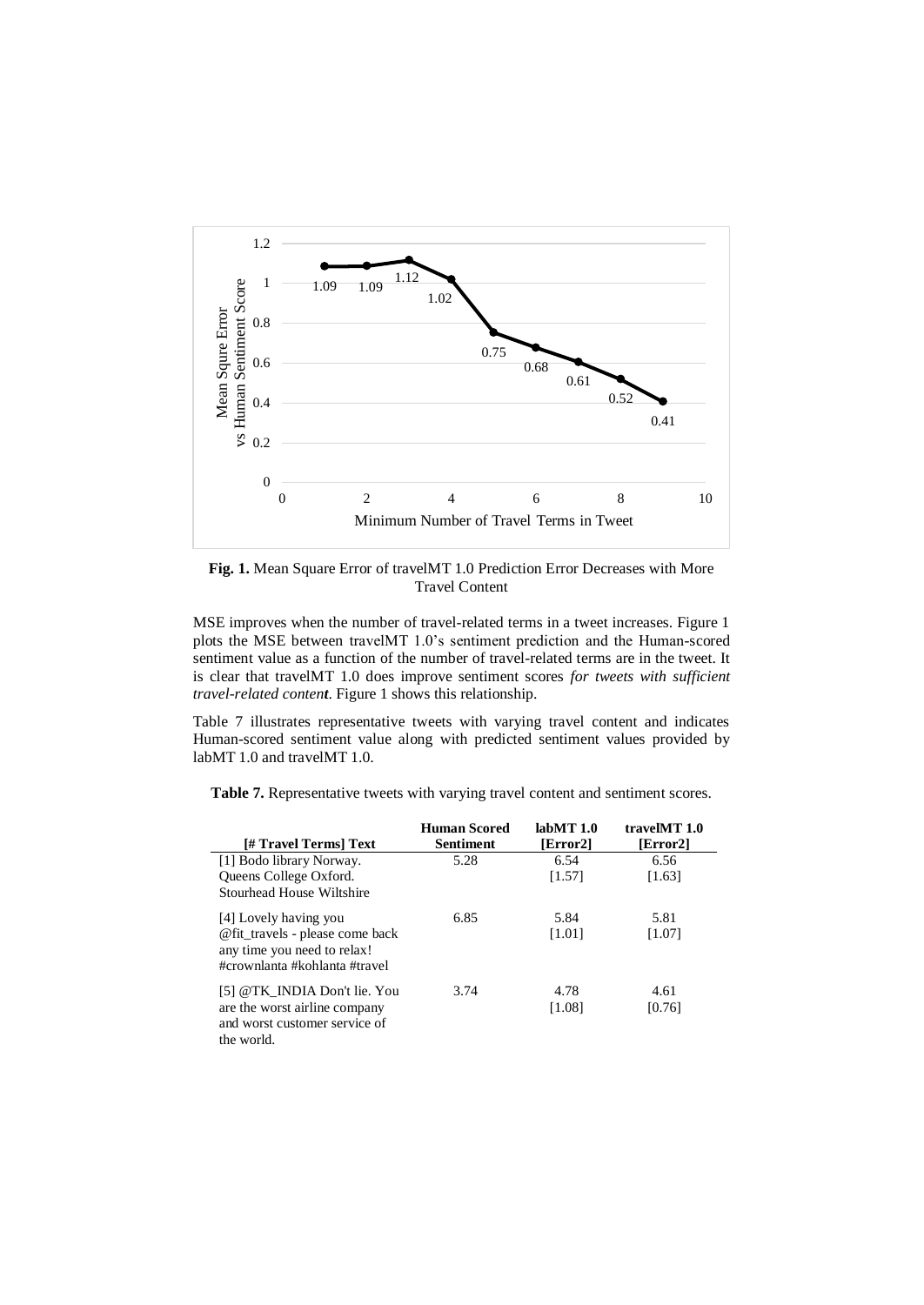**Fig. 1.** Mean Square Error of travelMT 1.0 Prediction Error Decreases with More Travel Content

MSE improves when the number of travel-related terms in a tweet increases. Figure 1 plots the MSE between travelMT 1.0's sentiment prediction and the Human-scored sentiment value as a function of the number of travel-related terms are in the tweet. It is clear that travelMT 1.0 does improve sentiment scores *for tweets with sufficient travel-related content*. Figure 1 shows this relationship.

Table 7 illustrates representative tweets with varying travel content and indicates Human-scored sentiment value along with predicted sentiment values provided by labMT 1.0 and travelMT 1.0.

**Table 7.** Representative tweets with varying travel content and sentiment scores.

| [# Travel Terms] Text | Human Scored Sentiment | labMT 1.0 [Error2] | travelMT 1.0 [Error2] |
|---|---|---|---|
| [1] Bodo library Norway. Queens College Oxford. Stourhead House Wiltshire | 5.28 | 6.54 [1.57] | 6.56 [1.63] |
| [4] Lovely having you @fit_travels - please come back any time you need to relax! #crownlanta #kohlanta #travel | 6.85 | 5.84 [1.01] | 5.81 [1.07] |
| [5] @TK_INDIA Don't lie. You are the worst airline company and worst customer service of the world. | 3.74 | 4.78 [1.08] | 4.61 [0.76] |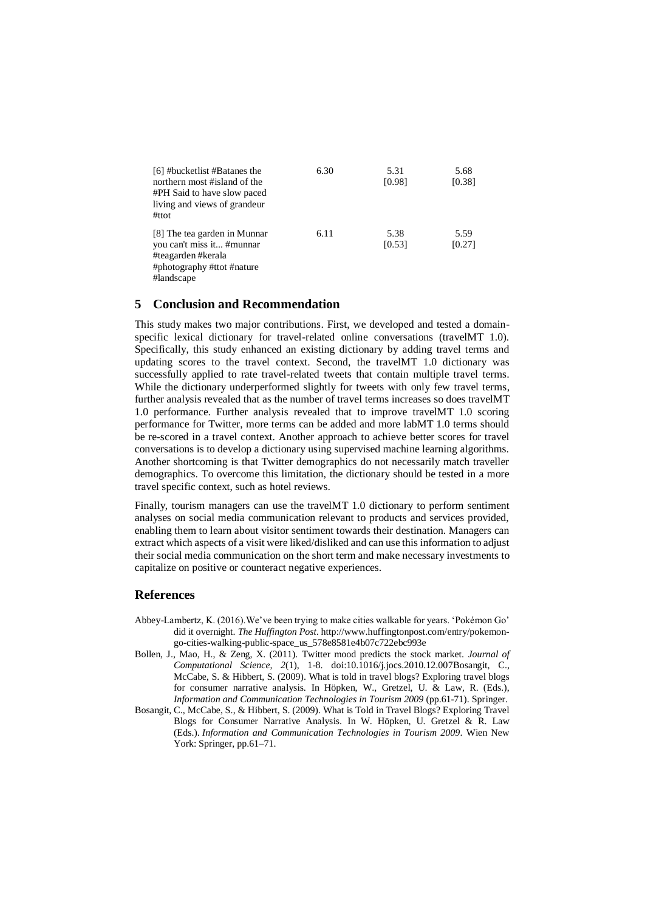| [6] #bucketlist #Batanes the northern most #island of the #PH Said to have slow paced living and views of grandeur #ttot | 6.30 | 5.31 [0.98] | 5.68 [0.38] |
|---|---|---|---|
| [8] The tea garden in Munnar you can't miss it... #munnar #teagarden #kerala #photography #ttot #nature #landscape | 6.11 | 5.38 [0.53] | 5.59 [0.27] |

## 5 Conclusion and Recommendation

This study makes two major contributions. First, we developed and tested a domain-specific lexical dictionary for travel-related online conversations (travelMT 1.0). Specifically, this study enhanced an existing dictionary by adding travel terms and updating scores to the travel context. Second, the travelMT 1.0 dictionary was successfully applied to rate travel-related tweets that contain multiple travel terms. While the dictionary underperformed slightly for tweets with only few travel terms, further analysis revealed that as the number of travel terms increases so does travelMT 1.0 performance. Further analysis revealed that to improve travelMT 1.0 scoring performance for Twitter, more terms can be added and more labMT 1.0 terms should be re-scored in a travel context. Another approach to achieve better scores for travel conversations is to develop a dictionary using supervised machine learning algorithms. Another shortcoming is that Twitter demographics do not necessarily match traveller demographics. To overcome this limitation, the dictionary should be tested in a more travel specific context, such as hotel reviews.

Finally, tourism managers can use the travelMT 1.0 dictionary to perform sentiment analyses on social media communication relevant to products and services provided, enabling them to learn about visitor sentiment towards their destination. Managers can extract which aspects of a visit were liked/disliked and can use this information to adjust their social media communication on the short term and make necessary investments to capitalize on positive or counteract negative experiences.

## References

Abbey-Lambertz, K. (2016).We've been trying to make cities walkable for years. 'Pokémon Go' did it overnight. *The Huffington Post*. http://www.huffingtonpost.com/entry/pokemon-go-cities-walking-public-space_us_578e8581e4b07c722ebc993e

Bollen, J., Mao, H., & Zeng, X. (2011). Twitter mood predicts the stock market. *Journal of Computational Science, 2*(1), 1-8. doi:10.1016/j.jocs.2010.12.007Bosangit, C., McCabe, S. & Hibbert, S. (2009). What is told in travel blogs? Exploring travel blogs for consumer narrative analysis. In Höpken, W., Gretzel, U. & Law, R. (Eds.), *Information and Communication Technologies in Tourism 2009* (pp.61-71). Springer.

Bosangit, C., McCabe, S., & Hibbert, S. (2009). What is Told in Travel Blogs? Exploring Travel Blogs for Consumer Narrative Analysis. In W. Höpken, U. Gretzel & R. Law (Eds.). *Information and Communication Technologies in Tourism 2009*. Wien New York: Springer, pp.61–71.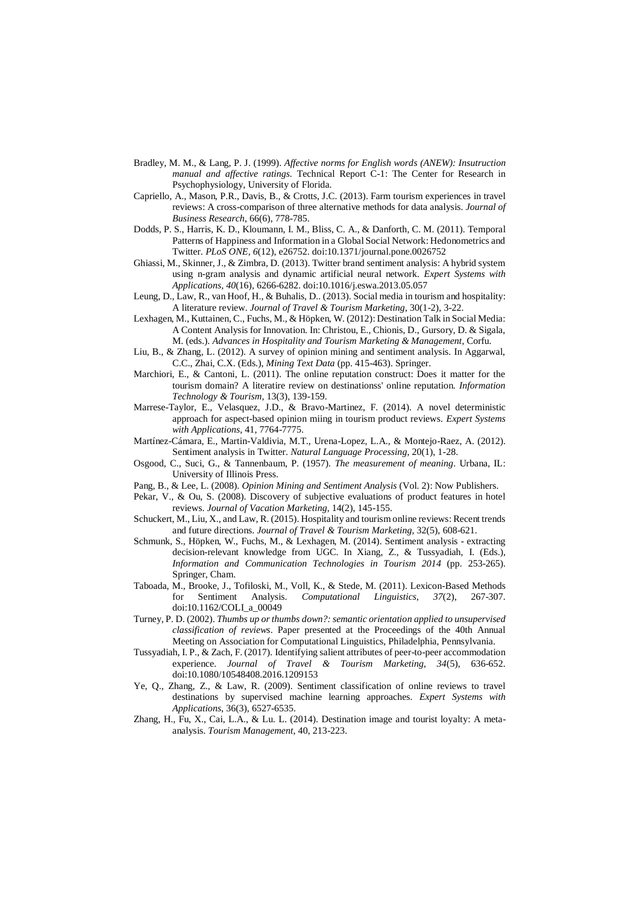Bradley, M. M., & Lang, P. J. (1999). *Affective norms for English words (ANEW): Insutruction manual and affective ratings.* Technical Report C-1: The Center for Research in Psychophysiology, University of Florida.

Capriello, A., Mason, P.R., Davis, B., & Crotts, J.C. (2013). Farm tourism experiences in travel reviews: A cross-comparison of three alternative methods for data analysis. *Journal of Business Research*, 66(6), 778-785.

Dodds, P. S., Harris, K. D., Kloumann, I. M., Bliss, C. A., & Danforth, C. M. (2011). Temporal Patterns of Happiness and Information in a Global Social Network: Hedonometrics and Twitter. *PLoS ONE, 6*(12), e26752. doi:10.1371/journal.pone.0026752

Ghiassi, M., Skinner, J., & Zimbra, D. (2013). Twitter brand sentiment analysis: A hybrid system using n-gram analysis and dynamic artificial neural network. *Expert Systems with Applications, 40*(16), 6266-6282. doi:10.1016/j.eswa.2013.05.057

Leung, D., Law, R., van Hoof, H., & Buhalis, D.. (2013). Social media in tourism and hospitality: A literature review. *Journal of Travel & Tourism Marketing*, 30(1-2), 3-22.

Lexhagen, M., Kuttainen, C., Fuchs, M., & Höpken, W. (2012): Destination Talk in Social Media: A Content Analysis for Innovation. In: Christou, E., Chionis, D., Gursory, D. & Sigala, M. (eds.). *Advances in Hospitality and Tourism Marketing & Management*, Corfu.

Liu, B., & Zhang, L. (2012). A survey of opinion mining and sentiment analysis. In Aggarwal, C.C., Zhai, C.X. (Eds.), *Mining Text Data* (pp. 415-463). Springer.

Marchiori, E., & Cantoni, L. (2011). The online reputation construct: Does it matter for the tourism domain? A literatire review on destinationss' online reputation. *Information Technology & Tourism*, 13(3), 139-159.

Marrese-Taylor, E., Velasquez, J.D., & Bravo-Martinez, F. (2014). A novel deterministic approach for aspect-based opinion miing in tourism product reviews. *Expert Systems with Applications*, 41, 7764-7775.

Martínez-Cámara, E., Martin-Valdivia, M.T., Urena-Lopez, L.A., & Montejo-Raez, A. (2012). Sentiment analysis in Twitter. *Natural Language Processing*, 20(1), 1-28.

Osgood, C., Suci, G., & Tannenbaum, P. (1957). *The measurement of meaning*. Urbana, IL: University of Illinois Press.

Pang, B., & Lee, L. (2008). *Opinion Mining and Sentiment Analysis* (Vol. 2): Now Publishers.

Pekar, V., & Ou, S. (2008). Discovery of subjective evaluations of product features in hotel reviews. *Journal of Vacation Marketing*, 14(2), 145-155.

Schuckert, M., Liu, X., and Law, R. (2015). Hospitality and tourism online reviews: Recent trends and future directions. *Journal of Travel & Tourism Marketing*, 32(5), 608-621.

Schmunk, S., Höpken, W., Fuchs, M., & Lexhagen, M. (2014). Sentiment analysis - extracting decision-relevant knowledge from UGC. In Xiang, Z., & Tussyadiah, I. (Eds.), *Information and Communication Technologies in Tourism 2014* (pp. 253-265). Springer, Cham.

Taboada, M., Brooke, J., Tofiloski, M., Voll, K., & Stede, M. (2011). Lexicon-Based Methods for Sentiment Analysis. *Computational Linguistics, 37*(2), 267-307. doi:10.1162/COLI_a_00049

Turney, P. D. (2002). *Thumbs up or thumbs down?: semantic orientation applied to unsupervised classification of reviews*. Paper presented at the Proceedings of the 40th Annual Meeting on Association for Computational Linguistics, Philadelphia, Pennsylvania.

Tussyadiah, I. P., & Zach, F. (2017). Identifying salient attributes of peer-to-peer accommodation experience. *Journal of Travel & Tourism Marketing, 34*(5), 636-652. doi:10.1080/10548408.2016.1209153

Ye, Q., Zhang, Z., & Law, R. (2009). Sentiment classification of online reviews to travel destinations by supervised machine learning approaches. *Expert Systems with Applications*, 36(3), 6527-6535.

Zhang, H., Fu, X., Cai, L.A., & Lu. L. (2014). Destination image and tourist loyalty: A meta-analysis. *Tourism Management*, 40, 213-223.